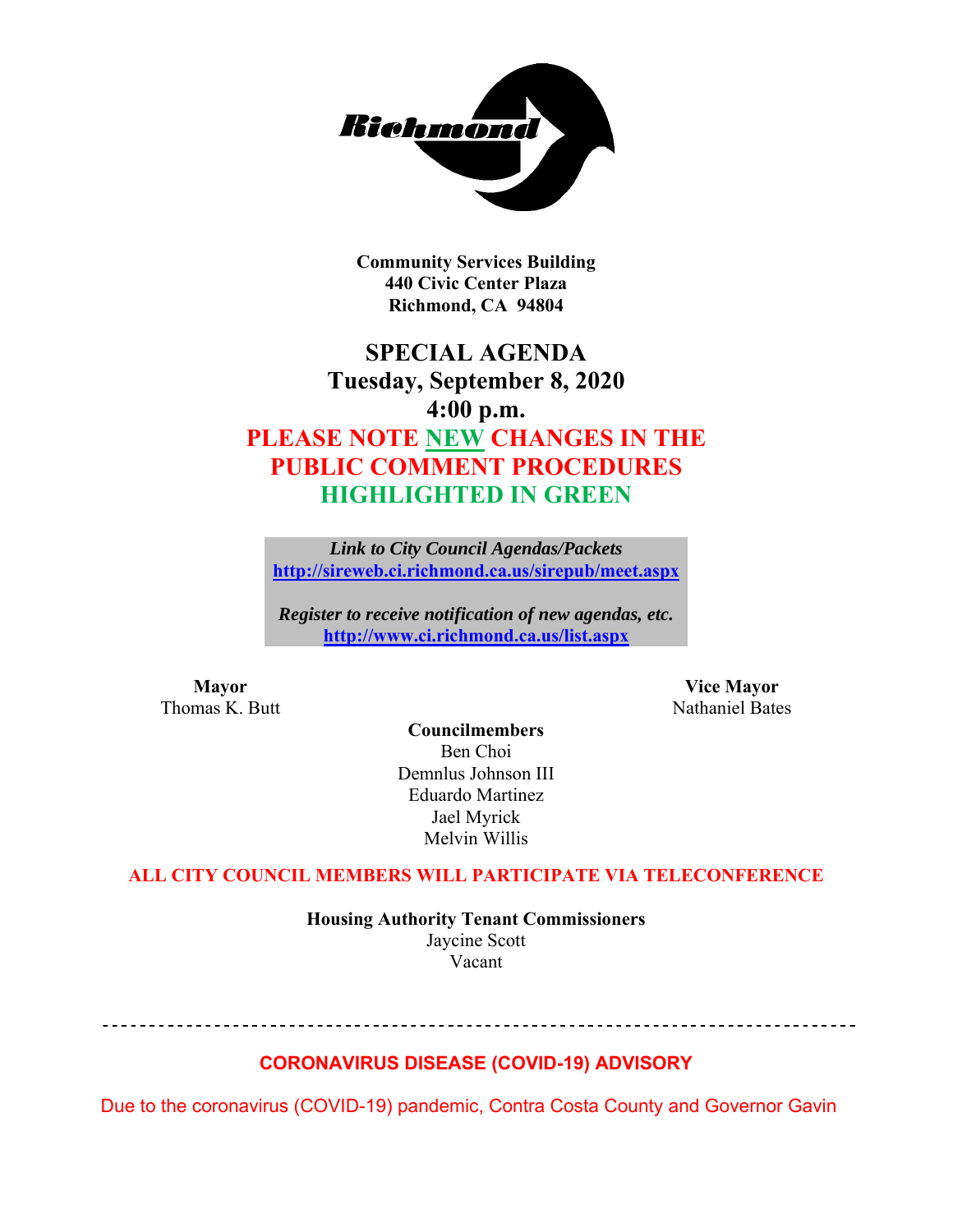**Community Services Building**
**440 Civic Center Plaza**
**Richmond, CA 94804**

# SPECIAL AGENDA
## Tuesday, September 8, 2020
## 4:00 p.m.

## PLEASE NOTE NEW CHANGES IN THE PUBLIC COMMENT PROCEDURES HIGHLIGHTED IN GREEN

***Link to City Council Agendas/Packets***
**http://sireweb.ci.richmond.ca.us/sirepub/meet.aspx**

***Register to receive notification of new agendas, etc.***
**http://www.ci.richmond.ca.us/list.aspx**

**Mayor**
Thomas K. Butt

**Vice Mayor**
Nathaniel Bates

**Councilmembers**
Ben Choi
Demnlus Johnson III
Eduardo Martinez
Jael Myrick
Melvin Willis

**ALL CITY COUNCIL MEMBERS WILL PARTICIPATE VIA TELECONFERENCE**

**Housing Authority Tenant Commissioners**
Jaycine Scott
Vacant

---

**CORONAVIRUS DISEASE (COVID-19) ADVISORY**

Due to the coronavirus (COVID-19) pandemic, Contra Costa County and Governor Gavin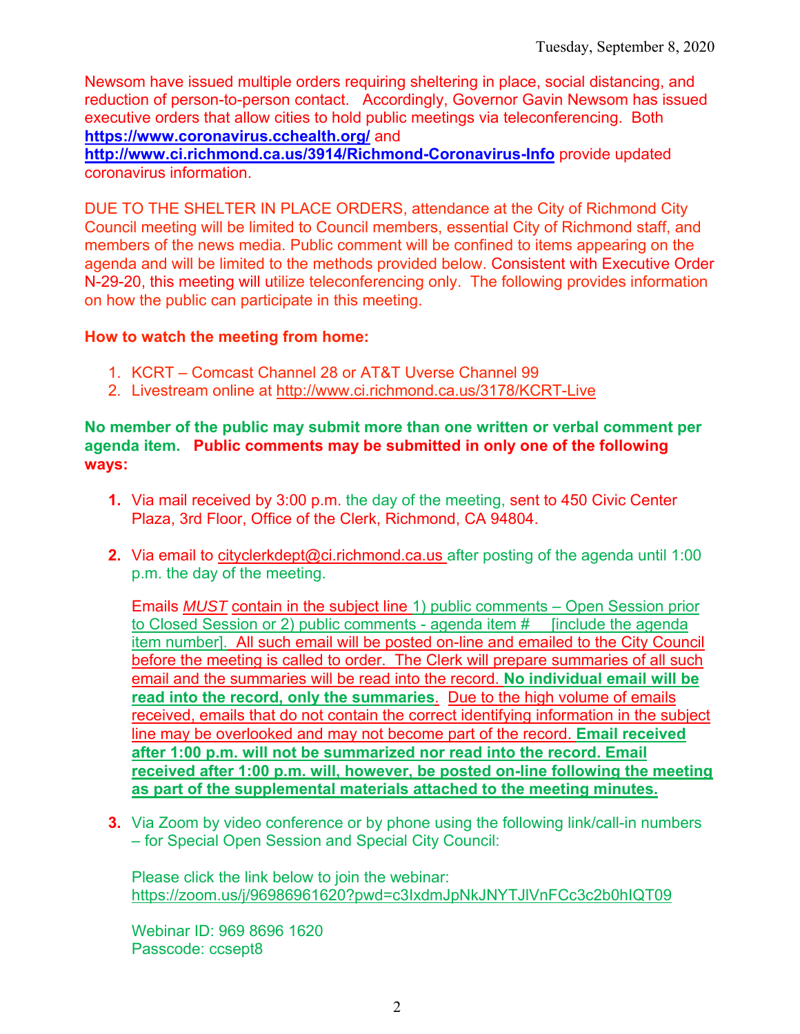Newsom have issued multiple orders requiring sheltering in place, social distancing, and reduction of person-to-person contact. Accordingly, Governor Gavin Newsom has issued executive orders that allow cities to hold public meetings via teleconferencing. Both **https://www.coronavirus.cchealth.org/** and **http://www.ci.richmond.ca.us/3914/Richmond-Coronavirus-Info** provide updated coronavirus information.

DUE TO THE SHELTER IN PLACE ORDERS, attendance at the City of Richmond City Council meeting will be limited to Council members, essential City of Richmond staff, and members of the news media. Public comment will be confined to items appearing on the agenda and will be limited to the methods provided below. Consistent with Executive Order N-29-20, this meeting will utilize teleconferencing only. The following provides information on how the public can participate in this meeting.

**How to watch the meeting from home:**

1. KCRT – Comcast Channel 28 or AT&T Uverse Channel 99
2. Livestream online at http://www.ci.richmond.ca.us/3178/KCRT-Live

**No member of the public may submit more than one written or verbal comment per agenda item. Public comments may be submitted in only one of the following ways:**

1. Via mail received by 3:00 p.m. the day of the meeting, sent to 450 Civic Center Plaza, 3rd Floor, Office of the Clerk, Richmond, CA 94804.

2. Via email to cityclerkdept@ci.richmond.ca.us after posting of the agenda until 1:00 p.m. the day of the meeting.

   Emails ***MUST*** contain in the subject line 1) public comments – Open Session prior to Closed Session or 2) public comments - agenda item # [include the agenda item number]. All such email will be posted on-line and emailed to the City Council before the meeting is called to order. The Clerk will prepare summaries of all such email and the summaries will be read into the record. **No individual email will be read into the record, only the summaries.** Due to the high volume of emails received, emails that do not contain the correct identifying information in the subject line may be overlooked and may not become part of the record. **Email received after 1:00 p.m. will not be summarized nor read into the record. Email received after 1:00 p.m. will, however, be posted on-line following the meeting as part of the supplemental materials attached to the meeting minutes.**

3. Via Zoom by video conference or by phone using the following link/call-in numbers – for Special Open Session and Special City Council:

   Please click the link below to join the webinar:
   https://zoom.us/j/96986961620?pwd=c3IxdmJpNkJNYTJlVnFCc3c2b0hIQT09

   Webinar ID: 969 8696 1620
   Passcode: ccsept8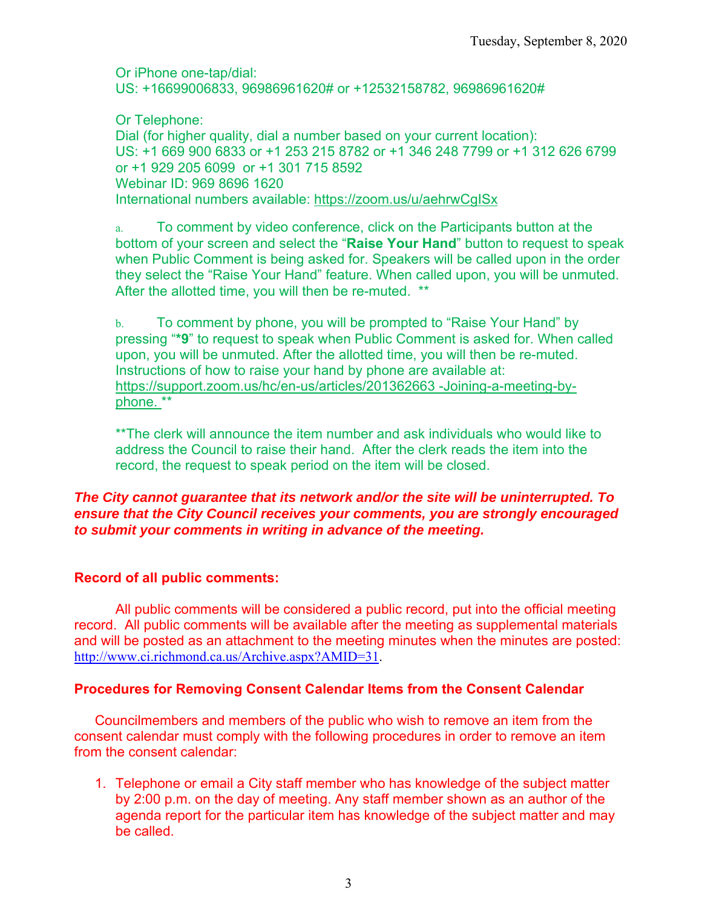Or iPhone one-tap/dial:
US: +16699006833, 96986961620# or +12532158782, 96986961620#

Or Telephone:
Dial (for higher quality, dial a number based on your current location):
US: +1 669 900 6833 or +1 253 215 8782 or +1 346 248 7799 or +1 312 626 6799 or +1 929 205 6099 or +1 301 715 8592
Webinar ID: 969 8696 1620
International numbers available: https://zoom.us/u/aehrwCgISx

a. To comment by video conference, click on the Participants button at the bottom of your screen and select the "**Raise Your Hand**" button to request to speak when Public Comment is being asked for. Speakers will be called upon in the order they select the "Raise Your Hand" feature. When called upon, you will be unmuted. After the allotted time, you will then be re-muted. **

b. To comment by phone, you will be prompted to "Raise Your Hand" by pressing "***9**" to request to speak when Public Comment is asked for. When called upon, you will be unmuted. After the allotted time, you will then be re-muted. Instructions of how to raise your hand by phone are available at: https://support.zoom.us/hc/en-us/articles/201362663 -Joining-a-meeting-by-phone. **

**The clerk will announce the item number and ask individuals who would like to address the Council to raise their hand. After the clerk reads the item into the record, the request to speak period on the item will be closed.

***The City cannot guarantee that its network and/or the site will be uninterrupted. To ensure that the City Council receives your comments, you are strongly encouraged to submit your comments in writing in advance of the meeting.***

**Record of all public comments:**

All public comments will be considered a public record, put into the official meeting record. All public comments will be available after the meeting as supplemental materials and will be posted as an attachment to the meeting minutes when the minutes are posted: http://www.ci.richmond.ca.us/Archive.aspx?AMID=31.

**Procedures for Removing Consent Calendar Items from the Consent Calendar**

Councilmembers and members of the public who wish to remove an item from the consent calendar must comply with the following procedures in order to remove an item from the consent calendar:

1. Telephone or email a City staff member who has knowledge of the subject matter by 2:00 p.m. on the day of meeting. Any staff member shown as an author of the agenda report for the particular item has knowledge of the subject matter and may be called.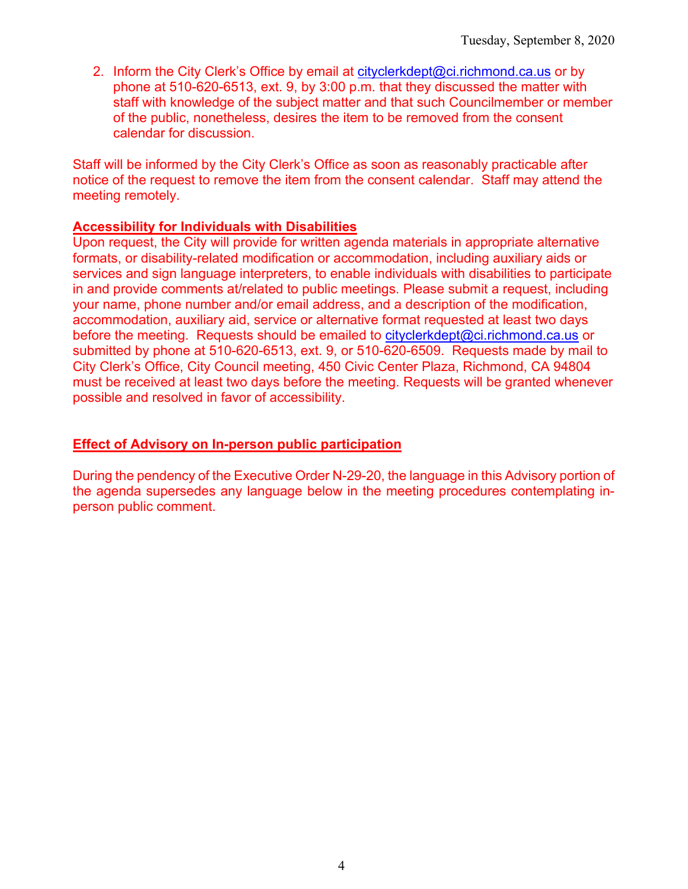2. Inform the City Clerk's Office by email at cityclerkdept@ci.richmond.ca.us or by phone at 510-620-6513, ext. 9, by 3:00 p.m. that they discussed the matter with staff with knowledge of the subject matter and that such Councilmember or member of the public, nonetheless, desires the item to be removed from the consent calendar for discussion.

Staff will be informed by the City Clerk's Office as soon as reasonably practicable after notice of the request to remove the item from the consent calendar. Staff may attend the meeting remotely.

**Accessibility for Individuals with Disabilities**

Upon request, the City will provide for written agenda materials in appropriate alternative formats, or disability-related modification or accommodation, including auxiliary aids or services and sign language interpreters, to enable individuals with disabilities to participate in and provide comments at/related to public meetings. Please submit a request, including your name, phone number and/or email address, and a description of the modification, accommodation, auxiliary aid, service or alternative format requested at least two days before the meeting. Requests should be emailed to cityclerkdept@ci.richmond.ca.us or submitted by phone at 510-620-6513, ext. 9, or 510-620-6509. Requests made by mail to City Clerk's Office, City Council meeting, 450 Civic Center Plaza, Richmond, CA 94804 must be received at least two days before the meeting. Requests will be granted whenever possible and resolved in favor of accessibility.

**Effect of Advisory on In-person public participation**

During the pendency of the Executive Order N-29-20, the language in this Advisory portion of the agenda supersedes any language below in the meeting procedures contemplating in-person public comment.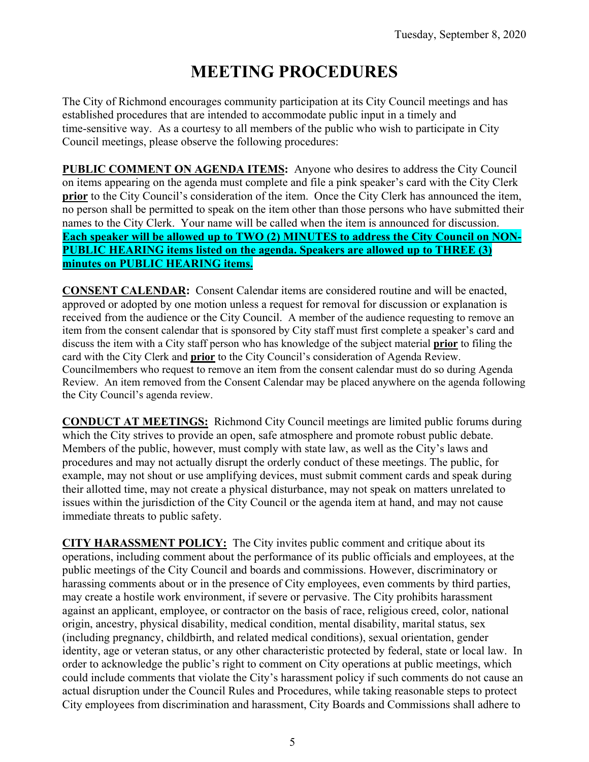Tuesday, September 8, 2020

# MEETING PROCEDURES

The City of Richmond encourages community participation at its City Council meetings and has established procedures that are intended to accommodate public input in a timely and time-sensitive way. As a courtesy to all members of the public who wish to participate in City Council meetings, please observe the following procedures:

**PUBLIC COMMENT ON AGENDA ITEMS:** Anyone who desires to address the City Council on items appearing on the agenda must complete and file a pink speaker's card with the City Clerk **prior** to the City Council's consideration of the item. Once the City Clerk has announced the item, no person shall be permitted to speak on the item other than those persons who have submitted their names to the City Clerk. Your name will be called when the item is announced for discussion. **Each speaker will be allowed up to TWO (2) MINUTES to address the City Council on NON-PUBLIC HEARING items listed on the agenda. Speakers are allowed up to THREE (3) minutes on PUBLIC HEARING items.**

**CONSENT CALENDAR:** Consent Calendar items are considered routine and will be enacted, approved or adopted by one motion unless a request for removal for discussion or explanation is received from the audience or the City Council. A member of the audience requesting to remove an item from the consent calendar that is sponsored by City staff must first complete a speaker's card and discuss the item with a City staff person who has knowledge of the subject material **prior** to filing the card with the City Clerk and **prior** to the City Council's consideration of Agenda Review. Councilmembers who request to remove an item from the consent calendar must do so during Agenda Review. An item removed from the Consent Calendar may be placed anywhere on the agenda following the City Council's agenda review.

**CONDUCT AT MEETINGS:** Richmond City Council meetings are limited public forums during which the City strives to provide an open, safe atmosphere and promote robust public debate. Members of the public, however, must comply with state law, as well as the City's laws and procedures and may not actually disrupt the orderly conduct of these meetings. The public, for example, may not shout or use amplifying devices, must submit comment cards and speak during their allotted time, may not create a physical disturbance, may not speak on matters unrelated to issues within the jurisdiction of the City Council or the agenda item at hand, and may not cause immediate threats to public safety.

**CITY HARASSMENT POLICY:** The City invites public comment and critique about its operations, including comment about the performance of its public officials and employees, at the public meetings of the City Council and boards and commissions. However, discriminatory or harassing comments about or in the presence of City employees, even comments by third parties, may create a hostile work environment, if severe or pervasive. The City prohibits harassment against an applicant, employee, or contractor on the basis of race, religious creed, color, national origin, ancestry, physical disability, medical condition, mental disability, marital status, sex (including pregnancy, childbirth, and related medical conditions), sexual orientation, gender identity, age or veteran status, or any other characteristic protected by federal, state or local law. In order to acknowledge the public's right to comment on City operations at public meetings, which could include comments that violate the City's harassment policy if such comments do not cause an actual disruption under the Council Rules and Procedures, while taking reasonable steps to protect City employees from discrimination and harassment, City Boards and Commissions shall adhere to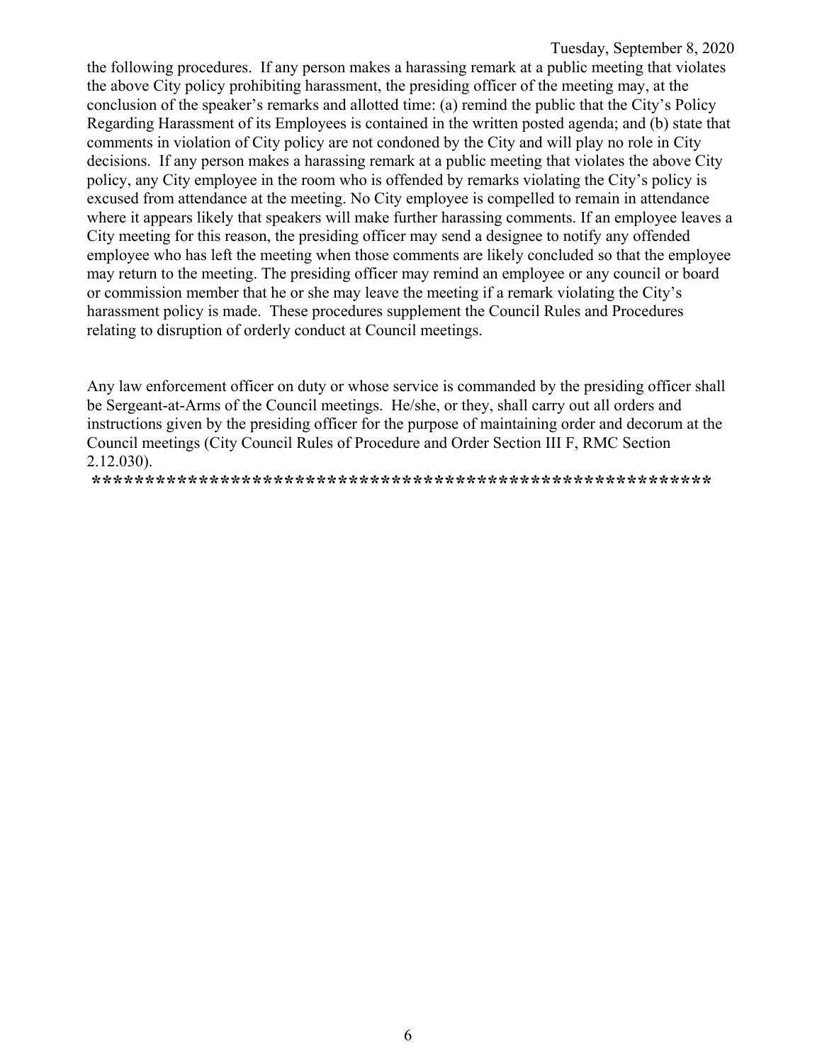the following procedures. If any person makes a harassing remark at a public meeting that violates the above City policy prohibiting harassment, the presiding officer of the meeting may, at the conclusion of the speaker's remarks and allotted time: (a) remind the public that the City's Policy Regarding Harassment of its Employees is contained in the written posted agenda; and (b) state that comments in violation of City policy are not condoned by the City and will play no role in City decisions. If any person makes a harassing remark at a public meeting that violates the above City policy, any City employee in the room who is offended by remarks violating the City's policy is excused from attendance at the meeting. No City employee is compelled to remain in attendance where it appears likely that speakers will make further harassing comments. If an employee leaves a City meeting for this reason, the presiding officer may send a designee to notify any offended employee who has left the meeting when those comments are likely concluded so that the employee may return to the meeting. The presiding officer may remind an employee or any council or board or commission member that he or she may leave the meeting if a remark violating the City's harassment policy is made. These procedures supplement the Council Rules and Procedures relating to disruption of orderly conduct at Council meetings.

Any law enforcement officer on duty or whose service is commanded by the presiding officer shall be Sergeant-at-Arms of the Council meetings. He/she, or they, shall carry out all orders and instructions given by the presiding officer for the purpose of maintaining order and decorum at the Council meetings (City Council Rules of Procedure and Order Section III F, RMC Section 2.12.030).

**\*\*\*\*\*\*\*\*\*\*\*\*\*\*\*\*\*\*\*\*\*\*\*\*\*\*\*\*\*\*\*\*\*\*\*\*\*\*\*\*\*\*\*\*\*\*\*\*\*\*\*\*\*\*\*\*\*\*\*\***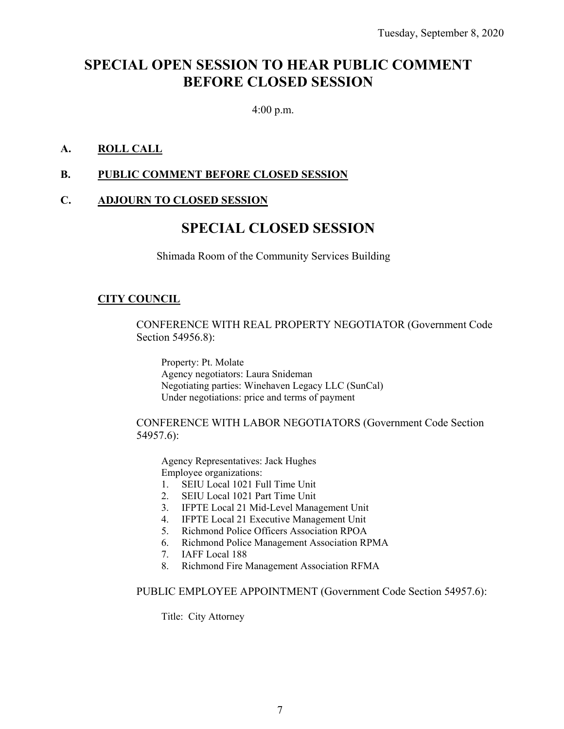Tuesday, September 8, 2020

# SPECIAL OPEN SESSION TO HEAR PUBLIC COMMENT BEFORE CLOSED SESSION

4:00 p.m.

**A. ROLL CALL**

**B. PUBLIC COMMENT BEFORE CLOSED SESSION**

**C. ADJOURN TO CLOSED SESSION**

# SPECIAL CLOSED SESSION

Shimada Room of the Community Services Building

**CITY COUNCIL**

CONFERENCE WITH REAL PROPERTY NEGOTIATOR (Government Code Section 54956.8):

Property: Pt. Molate
Agency negotiators: Laura Snideman
Negotiating parties: Winehaven Legacy LLC (SunCal)
Under negotiations: price and terms of payment

CONFERENCE WITH LABOR NEGOTIATORS (Government Code Section 54957.6):

Agency Representatives: Jack Hughes
Employee organizations:

1. SEIU Local 1021 Full Time Unit
2. SEIU Local 1021 Part Time Unit
3. IFPTE Local 21 Mid-Level Management Unit
4. IFPTE Local 21 Executive Management Unit
5. Richmond Police Officers Association RPOA
6. Richmond Police Management Association RPMA
7. IAFF Local 188
8. Richmond Fire Management Association RFMA

PUBLIC EMPLOYEE APPOINTMENT (Government Code Section 54957.6):

Title: City Attorney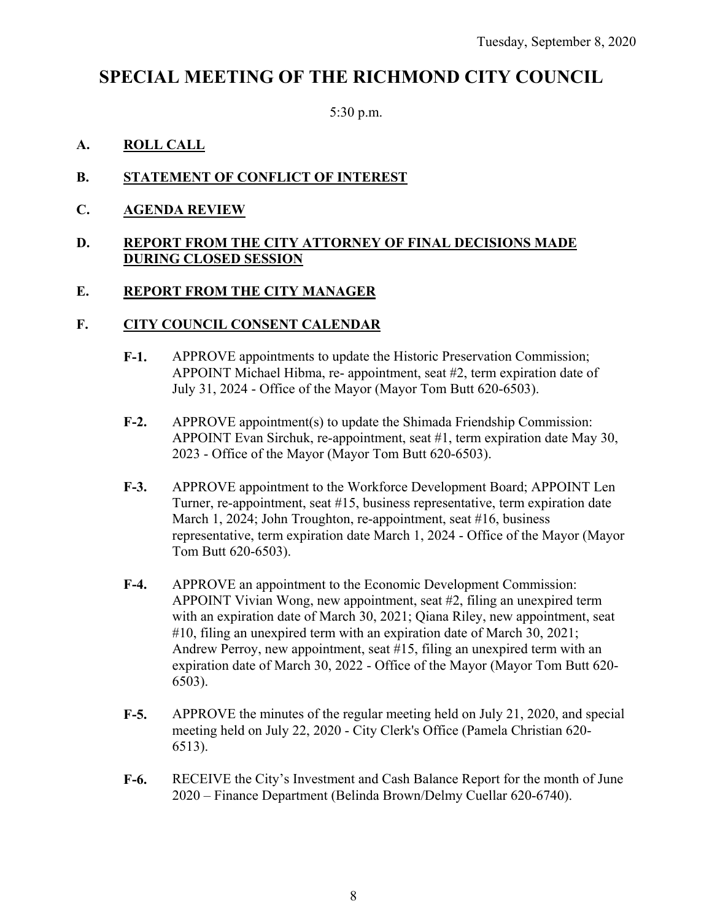Tuesday, September 8, 2020

# SPECIAL MEETING OF THE RICHMOND CITY COUNCIL

5:30 p.m.

**A. ROLL CALL**

**B. STATEMENT OF CONFLICT OF INTEREST**

**C. AGENDA REVIEW**

**D. REPORT FROM THE CITY ATTORNEY OF FINAL DECISIONS MADE DURING CLOSED SESSION**

**E. REPORT FROM THE CITY MANAGER**

**F. CITY COUNCIL CONSENT CALENDAR**

**F-1.** APPROVE appointments to update the Historic Preservation Commission; APPOINT Michael Hibma, re- appointment, seat #2, term expiration date of July 31, 2024 - Office of the Mayor (Mayor Tom Butt 620-6503).

**F-2.** APPROVE appointment(s) to update the Shimada Friendship Commission: APPOINT Evan Sirchuk, re-appointment, seat #1, term expiration date May 30, 2023 - Office of the Mayor (Mayor Tom Butt 620-6503).

**F-3.** APPROVE appointment to the Workforce Development Board; APPOINT Len Turner, re-appointment, seat #15, business representative, term expiration date March 1, 2024; John Troughton, re-appointment, seat #16, business representative, term expiration date March 1, 2024 - Office of the Mayor (Mayor Tom Butt 620-6503).

**F-4.** APPROVE an appointment to the Economic Development Commission: APPOINT Vivian Wong, new appointment, seat #2, filing an unexpired term with an expiration date of March 30, 2021; Qiana Riley, new appointment, seat #10, filing an unexpired term with an expiration date of March 30, 2021; Andrew Perroy, new appointment, seat #15, filing an unexpired term with an expiration date of March 30, 2022 - Office of the Mayor (Mayor Tom Butt 620-6503).

**F-5.** APPROVE the minutes of the regular meeting held on July 21, 2020, and special meeting held on July 22, 2020 - City Clerk's Office (Pamela Christian 620-6513).

**F-6.** RECEIVE the City's Investment and Cash Balance Report for the month of June 2020 – Finance Department (Belinda Brown/Delmy Cuellar 620-6740).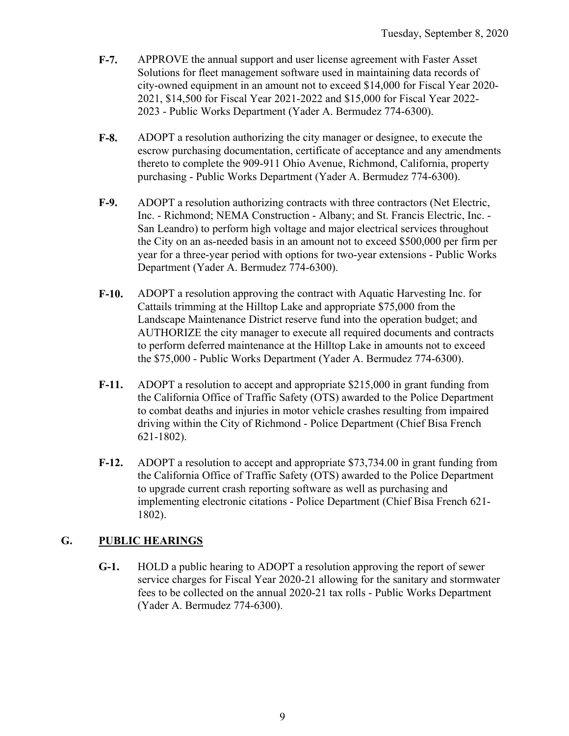**F-7.** APPROVE the annual support and user license agreement with Faster Asset Solutions for fleet management software used in maintaining data records of city-owned equipment in an amount not to exceed $14,000 for Fiscal Year 2020-2021, $14,500 for Fiscal Year 2021-2022 and $15,000 for Fiscal Year 2022-2023 - Public Works Department (Yader A. Bermudez 774-6300).

**F-8.** ADOPT a resolution authorizing the city manager or designee, to execute the escrow purchasing documentation, certificate of acceptance and any amendments thereto to complete the 909-911 Ohio Avenue, Richmond, California, property purchasing - Public Works Department (Yader A. Bermudez 774-6300).

**F-9.** ADOPT a resolution authorizing contracts with three contractors (Net Electric, Inc. - Richmond; NEMA Construction - Albany; and St. Francis Electric, Inc. - San Leandro) to perform high voltage and major electrical services throughout the City on an as-needed basis in an amount not to exceed $500,000 per firm per year for a three-year period with options for two-year extensions - Public Works Department (Yader A. Bermudez 774-6300).

**F-10.** ADOPT a resolution approving the contract with Aquatic Harvesting Inc. for Cattails trimming at the Hilltop Lake and appropriate $75,000 from the Landscape Maintenance District reserve fund into the operation budget; and AUTHORIZE the city manager to execute all required documents and contracts to perform deferred maintenance at the Hilltop Lake in amounts not to exceed the $75,000 - Public Works Department (Yader A. Bermudez 774-6300).

**F-11.** ADOPT a resolution to accept and appropriate $215,000 in grant funding from the California Office of Traffic Safety (OTS) awarded to the Police Department to combat deaths and injuries in motor vehicle crashes resulting from impaired driving within the City of Richmond - Police Department (Chief Bisa French 621-1802).

**F-12.** ADOPT a resolution to accept and appropriate $73,734.00 in grant funding from the California Office of Traffic Safety (OTS) awarded to the Police Department to upgrade current crash reporting software as well as purchasing and implementing electronic citations - Police Department (Chief Bisa French 621-1802).

## G. PUBLIC HEARINGS

**G-1.** HOLD a public hearing to ADOPT a resolution approving the report of sewer service charges for Fiscal Year 2020-21 allowing for the sanitary and stormwater fees to be collected on the annual 2020-21 tax rolls - Public Works Department (Yader A. Bermudez 774-6300).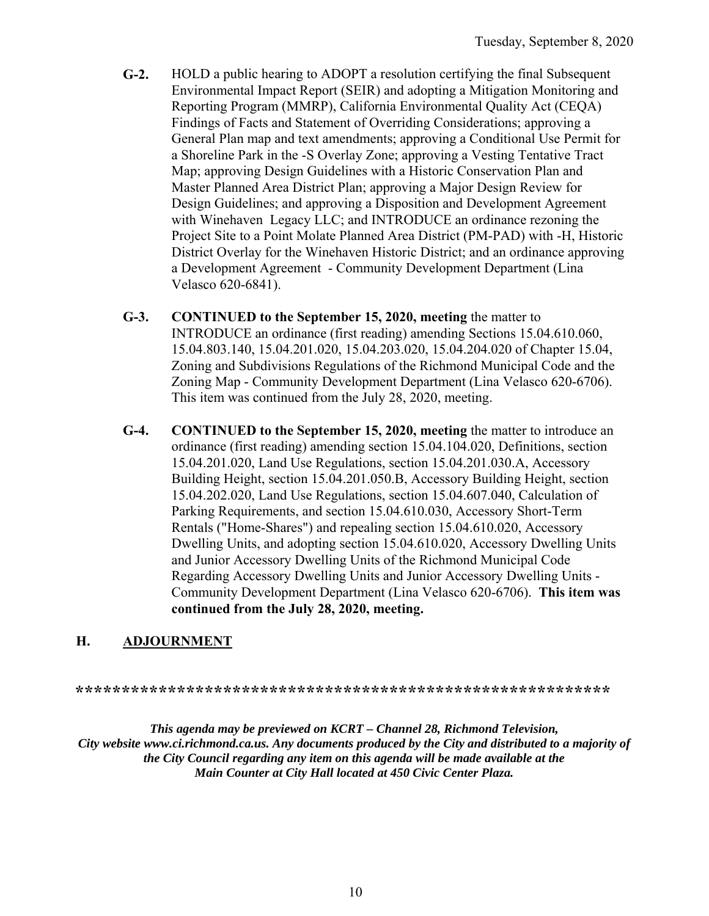**G-2.** HOLD a public hearing to ADOPT a resolution certifying the final Subsequent Environmental Impact Report (SEIR) and adopting a Mitigation Monitoring and Reporting Program (MMRP), California Environmental Quality Act (CEQA) Findings of Facts and Statement of Overriding Considerations; approving a General Plan map and text amendments; approving a Conditional Use Permit for a Shoreline Park in the -S Overlay Zone; approving a Vesting Tentative Tract Map; approving Design Guidelines with a Historic Conservation Plan and Master Planned Area District Plan; approving a Major Design Review for Design Guidelines; and approving a Disposition and Development Agreement with Winehaven Legacy LLC; and INTRODUCE an ordinance rezoning the Project Site to a Point Molate Planned Area District (PM-PAD) with -H, Historic District Overlay for the Winehaven Historic District; and an ordinance approving a Development Agreement - Community Development Department (Lina Velasco 620-6841).

**G-3.** **CONTINUED to the September 15, 2020, meeting** the matter to INTRODUCE an ordinance (first reading) amending Sections 15.04.610.060, 15.04.803.140, 15.04.201.020, 15.04.203.020, 15.04.204.020 of Chapter 15.04, Zoning and Subdivisions Regulations of the Richmond Municipal Code and the Zoning Map - Community Development Department (Lina Velasco 620-6706). This item was continued from the July 28, 2020, meeting.

**G-4.** **CONTINUED to the September 15, 2020, meeting** the matter to introduce an ordinance (first reading) amending section 15.04.104.020, Definitions, section 15.04.201.020, Land Use Regulations, section 15.04.201.030.A, Accessory Building Height, section 15.04.201.050.B, Accessory Building Height, section 15.04.202.020, Land Use Regulations, section 15.04.607.040, Calculation of Parking Requirements, and section 15.04.610.030, Accessory Short-Term Rentals ("Home-Shares") and repealing section 15.04.610.020, Accessory Dwelling Units, and adopting section 15.04.610.020, Accessory Dwelling Units and Junior Accessory Dwelling Units of the Richmond Municipal Code Regarding Accessory Dwelling Units and Junior Accessory Dwelling Units - Community Development Department (Lina Velasco 620-6706). **This item was continued from the July 28, 2020, meeting.**

## H. ADJOURNMENT

**************************************************************

***This agenda may be previewed on KCRT – Channel 28, Richmond Television, City website www.ci.richmond.ca.us. Any documents produced by the City and distributed to a majority of the City Council regarding any item on this agenda will be made available at the Main Counter at City Hall located at 450 Civic Center Plaza.***